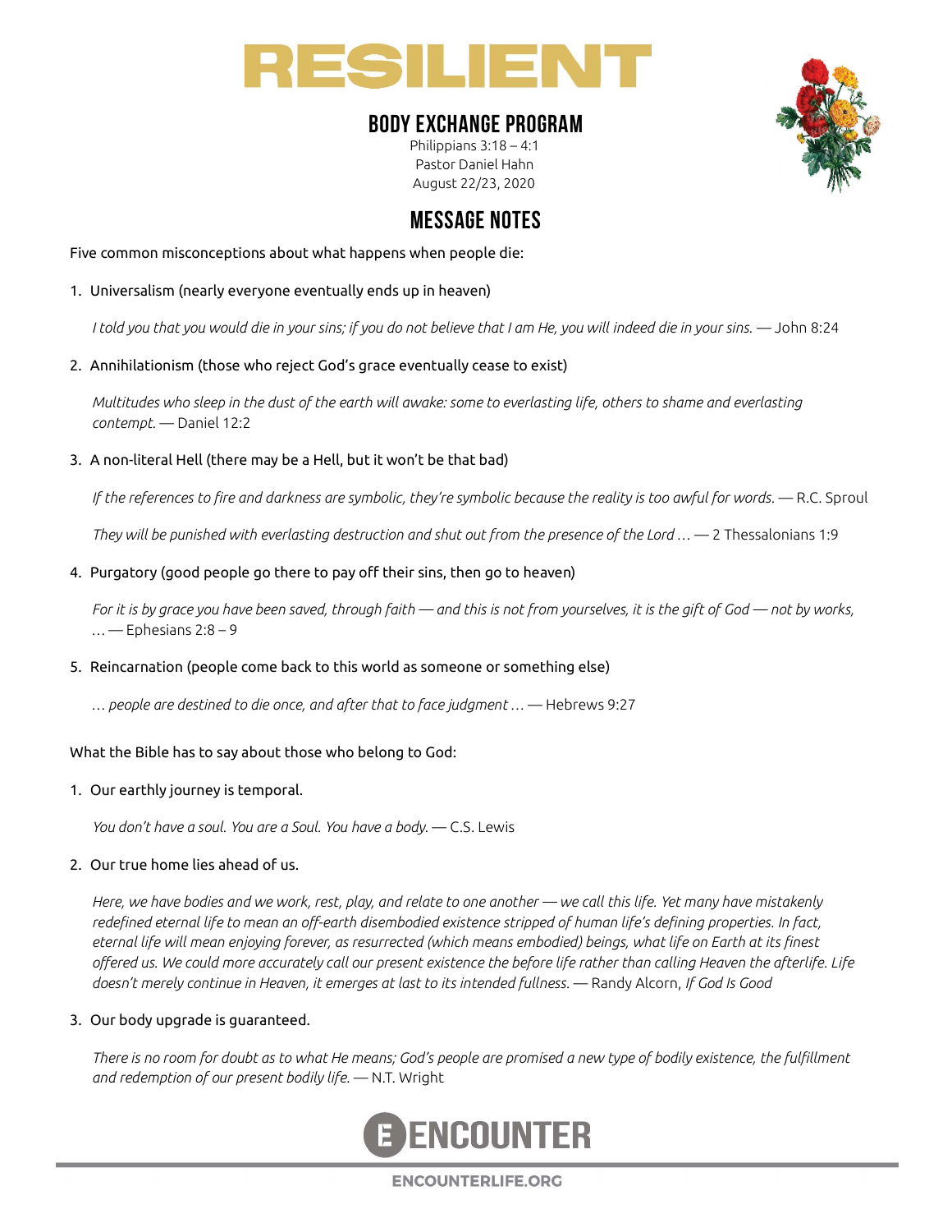# RESILIENT

## BODY EXCHANGE PROGRAM

Philippians 3:18 – 4:1
Pastor Daniel Hahn
August 22/23, 2020

## MESSAGE NOTES

Five common misconceptions about what happens when people die:

1. Universalism (nearly everyone eventually ends up in heaven)

   *I told you that you would die in your sins; if you do not believe that I am He, you will indeed die in your sins.* — John 8:24

2. Annihilationism (those who reject God's grace eventually cease to exist)

   *Multitudes who sleep in the dust of the earth will awake: some to everlasting life, others to shame and everlasting contempt.* — Daniel 12:2

3. A non-literal Hell (there may be a Hell, but it won't be that bad)

   *If the references to fire and darkness are symbolic, they're symbolic because the reality is too awful for words.* — R.C. Sproul

   *They will be punished with everlasting destruction and shut out from the presence of the Lord …* — 2 Thessalonians 1:9

4. Purgatory (good people go there to pay off their sins, then go to heaven)

   *For it is by grace you have been saved, through faith — and this is not from yourselves, it is the gift of God — not by works, …* — Ephesians 2:8 – 9

5. Reincarnation (people come back to this world as someone or something else)

   *… people are destined to die once, and after that to face judgment …* — Hebrews 9:27

What the Bible has to say about those who belong to God:

1. Our earthly journey is temporal.

   *You don't have a soul. You are a Soul. You have a body.* — C.S. Lewis

2. Our true home lies ahead of us.

   *Here, we have bodies and we work, rest, play, and relate to one another — we call this life. Yet many have mistakenly redefined eternal life to mean an off-earth disembodied existence stripped of human life's defining properties. In fact, eternal life will mean enjoying forever, as resurrected (which means embodied) beings, what life on Earth at its finest offered us. We could more accurately call our present existence the before life rather than calling Heaven the afterlife. Life doesn't merely continue in Heaven, it emerges at last to its intended fullness.* — Randy Alcorn, *If God Is Good*

3. Our body upgrade is guaranteed.

   *There is no room for doubt as to what He means; God's people are promised a new type of bodily existence, the fulfillment and redemption of our present bodily life.* — N.T. Wright

ENCOUNTER

ENCOUNTERLIFE.ORG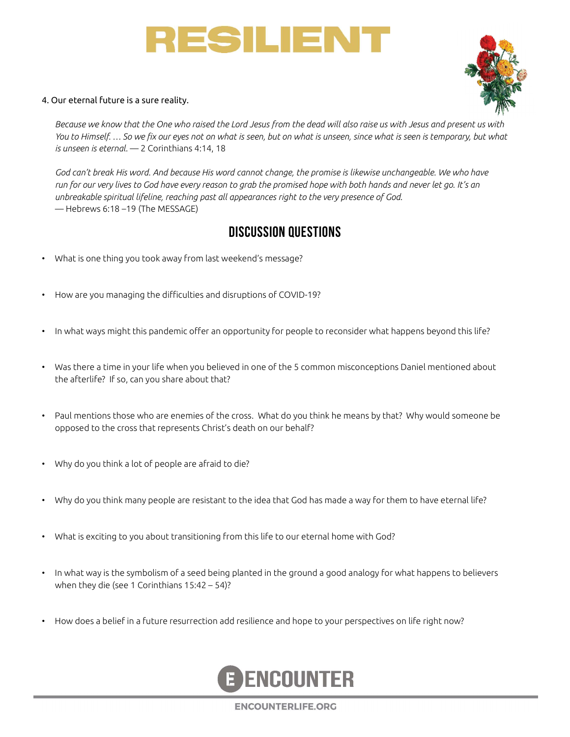# RESILIENT

4. Our eternal future is a sure reality.

*Because we know that the One who raised the Lord Jesus from the dead will also raise us with Jesus and present us with You to Himself. … So we fix our eyes not on what is seen, but on what is unseen, since what is seen is temporary, but what is unseen is eternal.* — 2 Corinthians 4:14, 18

*God can't break His word. And because His word cannot change, the promise is likewise unchangeable. We who have run for our very lives to God have every reason to grab the promised hope with both hands and never let go. It's an unbreakable spiritual lifeline, reaching past all appearances right to the very presence of God.*
— Hebrews 6:18 –19 (The MESSAGE)

## DISCUSSION QUESTIONS

- What is one thing you took away from last weekend's message?
- How are you managing the difficulties and disruptions of COVID-19?
- In what ways might this pandemic offer an opportunity for people to reconsider what happens beyond this life?
- Was there a time in your life when you believed in one of the 5 common misconceptions Daniel mentioned about the afterlife? If so, can you share about that?
- Paul mentions those who are enemies of the cross. What do you think he means by that? Why would someone be opposed to the cross that represents Christ's death on our behalf?
- Why do you think a lot of people are afraid to die?
- Why do you think many people are resistant to the idea that God has made a way for them to have eternal life?
- What is exciting to you about transitioning from this life to our eternal home with God?
- In what way is the symbolism of a seed being planted in the ground a good analogy for what happens to believers when they die (see 1 Corinthians 15:42 – 54)?
- How does a belief in a future resurrection add resilience and hope to your perspectives on life right now?

ENCOUNTER

ENCOUNTERLIFE.ORG